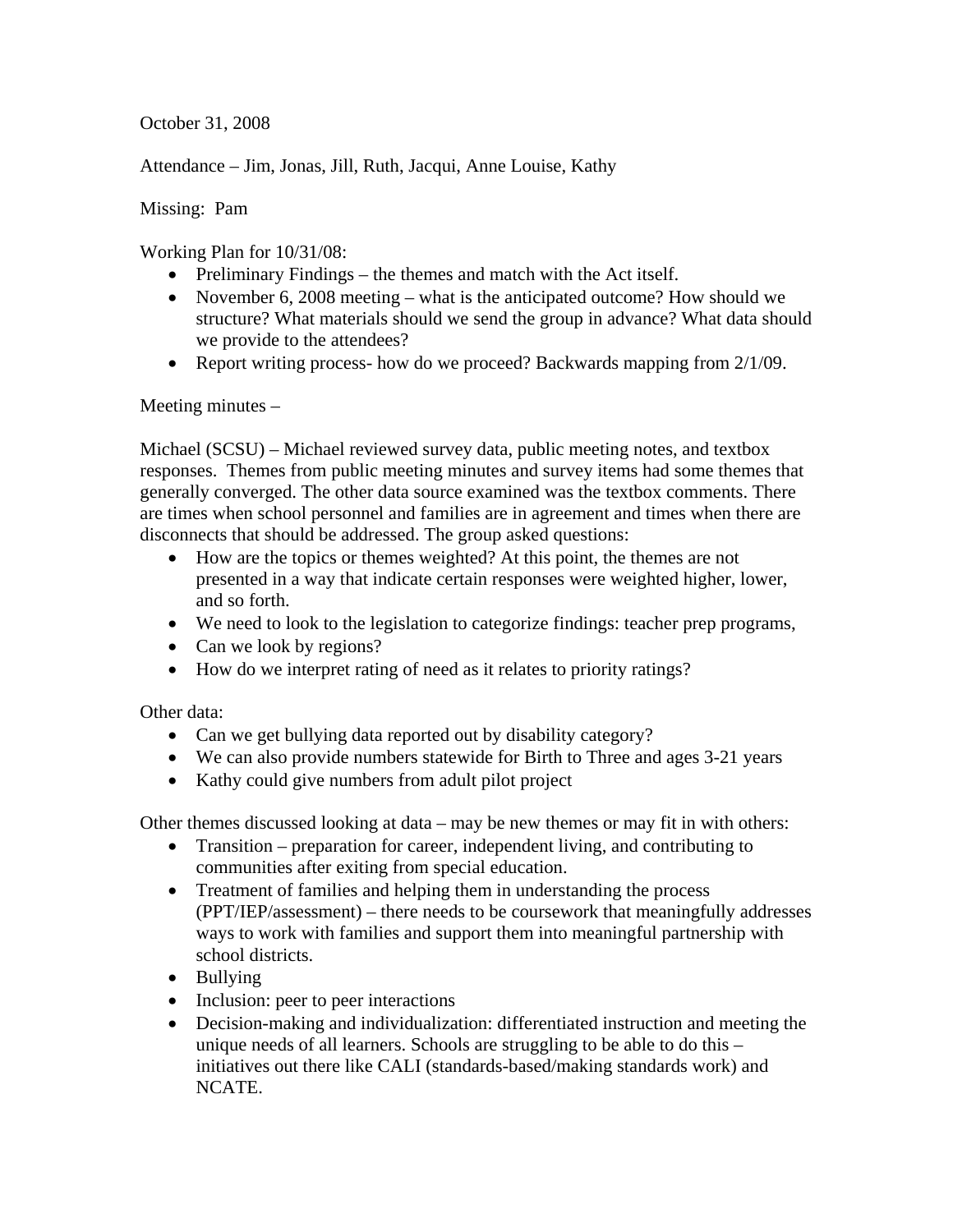October 31, 2008

Attendance – Jim, Jonas, Jill, Ruth, Jacqui, Anne Louise, Kathy

Missing: Pam

Working Plan for 10/31/08:

- Preliminary Findings – the themes and match with the Act itself.
- November 6, 2008 meeting – what is the anticipated outcome? How should we structure? What materials should we send the group in advance? What data should we provide to the attendees?
- Report writing process- how do we proceed? Backwards mapping from 2/1/09.

Meeting minutes –

Michael (SCSU) – Michael reviewed survey data, public meeting notes, and textbox responses. Themes from public meeting minutes and survey items had some themes that generally converged. The other data source examined was the textbox comments. There are times when school personnel and families are in agreement and times when there are disconnects that should be addressed. The group asked questions:

- How are the topics or themes weighted? At this point, the themes are not presented in a way that indicate certain responses were weighted higher, lower, and so forth.
- We need to look to the legislation to categorize findings: teacher prep programs,
- Can we look by regions?
- How do we interpret rating of need as it relates to priority ratings?

Other data:

- Can we get bullying data reported out by disability category?
- We can also provide numbers statewide for Birth to Three and ages 3-21 years
- Kathy could give numbers from adult pilot project

Other themes discussed looking at data – may be new themes or may fit in with others:

- Transition – preparation for career, independent living, and contributing to communities after exiting from special education.
- Treatment of families and helping them in understanding the process (PPT/IEP/assessment) – there needs to be coursework that meaningfully addresses ways to work with families and support them into meaningful partnership with school districts.
- Bullying
- Inclusion: peer to peer interactions
- Decision-making and individualization: differentiated instruction and meeting the unique needs of all learners. Schools are struggling to be able to do this – initiatives out there like CALI (standards-based/making standards work) and NCATE.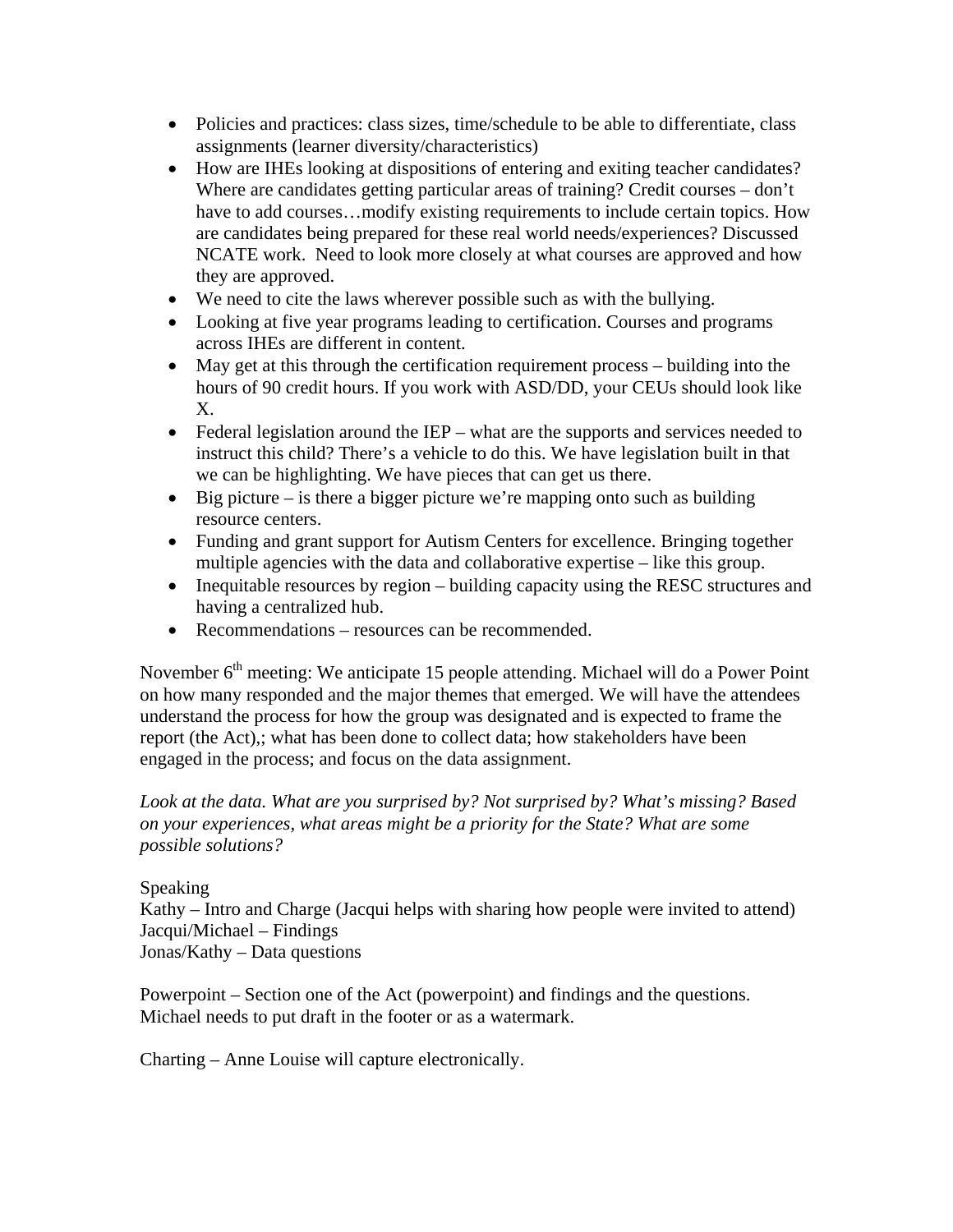- Policies and practices: class sizes, time/schedule to be able to differentiate, class assignments (learner diversity/characteristics)
- How are IHEs looking at dispositions of entering and exiting teacher candidates? Where are candidates getting particular areas of training? Credit courses – don't have to add courses…modify existing requirements to include certain topics. How are candidates being prepared for these real world needs/experiences? Discussed NCATE work. Need to look more closely at what courses are approved and how they are approved.
- We need to cite the laws wherever possible such as with the bullying.
- Looking at five year programs leading to certification. Courses and programs across IHEs are different in content.
- May get at this through the certification requirement process – building into the hours of 90 credit hours. If you work with ASD/DD, your CEUs should look like X.
- Federal legislation around the IEP – what are the supports and services needed to instruct this child? There's a vehicle to do this. We have legislation built in that we can be highlighting. We have pieces that can get us there.
- Big picture – is there a bigger picture we're mapping onto such as building resource centers.
- Funding and grant support for Autism Centers for excellence. Bringing together multiple agencies with the data and collaborative expertise – like this group.
- Inequitable resources by region – building capacity using the RESC structures and having a centralized hub.
- Recommendations – resources can be recommended.

November 6th meeting: We anticipate 15 people attending. Michael will do a Power Point on how many responded and the major themes that emerged. We will have the attendees understand the process for how the group was designated and is expected to frame the report (the Act),; what has been done to collect data; how stakeholders have been engaged in the process; and focus on the data assignment.

*Look at the data. What are you surprised by? Not surprised by? What's missing? Based on your experiences, what areas might be a priority for the State? What are some possible solutions?*

Speaking
Kathy – Intro and Charge (Jacqui helps with sharing how people were invited to attend)
Jacqui/Michael – Findings
Jonas/Kathy – Data questions

Powerpoint – Section one of the Act (powerpoint) and findings and the questions. Michael needs to put draft in the footer or as a watermark.

Charting – Anne Louise will capture electronically.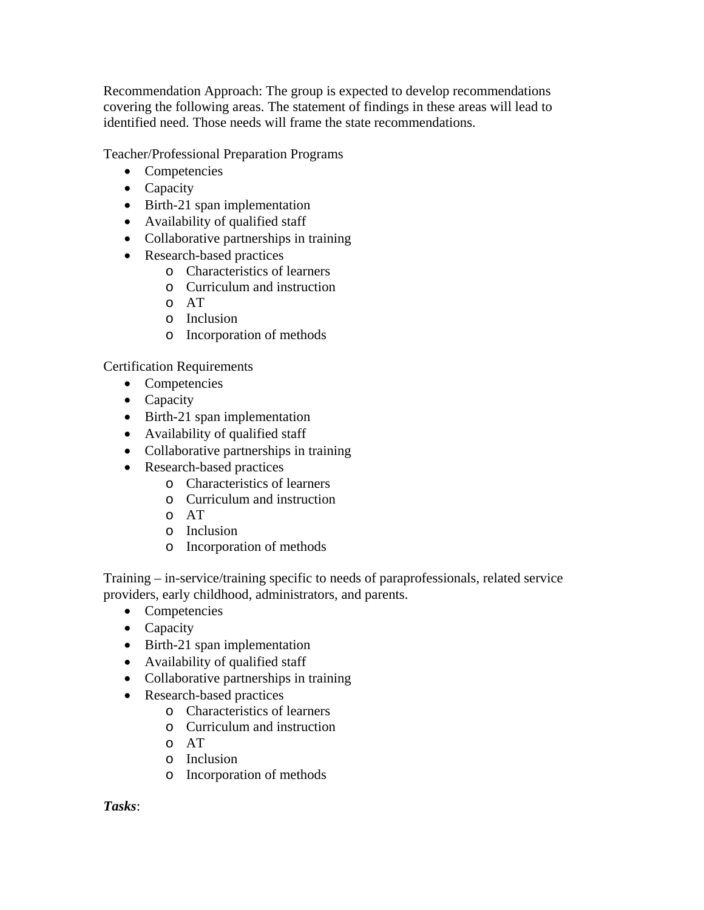Recommendation Approach: The group is expected to develop recommendations covering the following areas. The statement of findings in these areas will lead to identified need. Those needs will frame the state recommendations.

Teacher/Professional Preparation Programs

- Competencies
- Capacity
- Birth-21 span implementation
- Availability of qualified staff
- Collaborative partnerships in training
- Research-based practices
    - Characteristics of learners
    - Curriculum and instruction
    - AT
    - Inclusion
    - Incorporation of methods

Certification Requirements

- Competencies
- Capacity
- Birth-21 span implementation
- Availability of qualified staff
- Collaborative partnerships in training
- Research-based practices
    - Characteristics of learners
    - Curriculum and instruction
    - AT
    - Inclusion
    - Incorporation of methods

Training – in-service/training specific to needs of paraprofessionals, related service providers, early childhood, administrators, and parents.

- Competencies
- Capacity
- Birth-21 span implementation
- Availability of qualified staff
- Collaborative partnerships in training
- Research-based practices
    - Characteristics of learners
    - Curriculum and instruction
    - AT
    - Inclusion
    - Incorporation of methods

***Tasks***: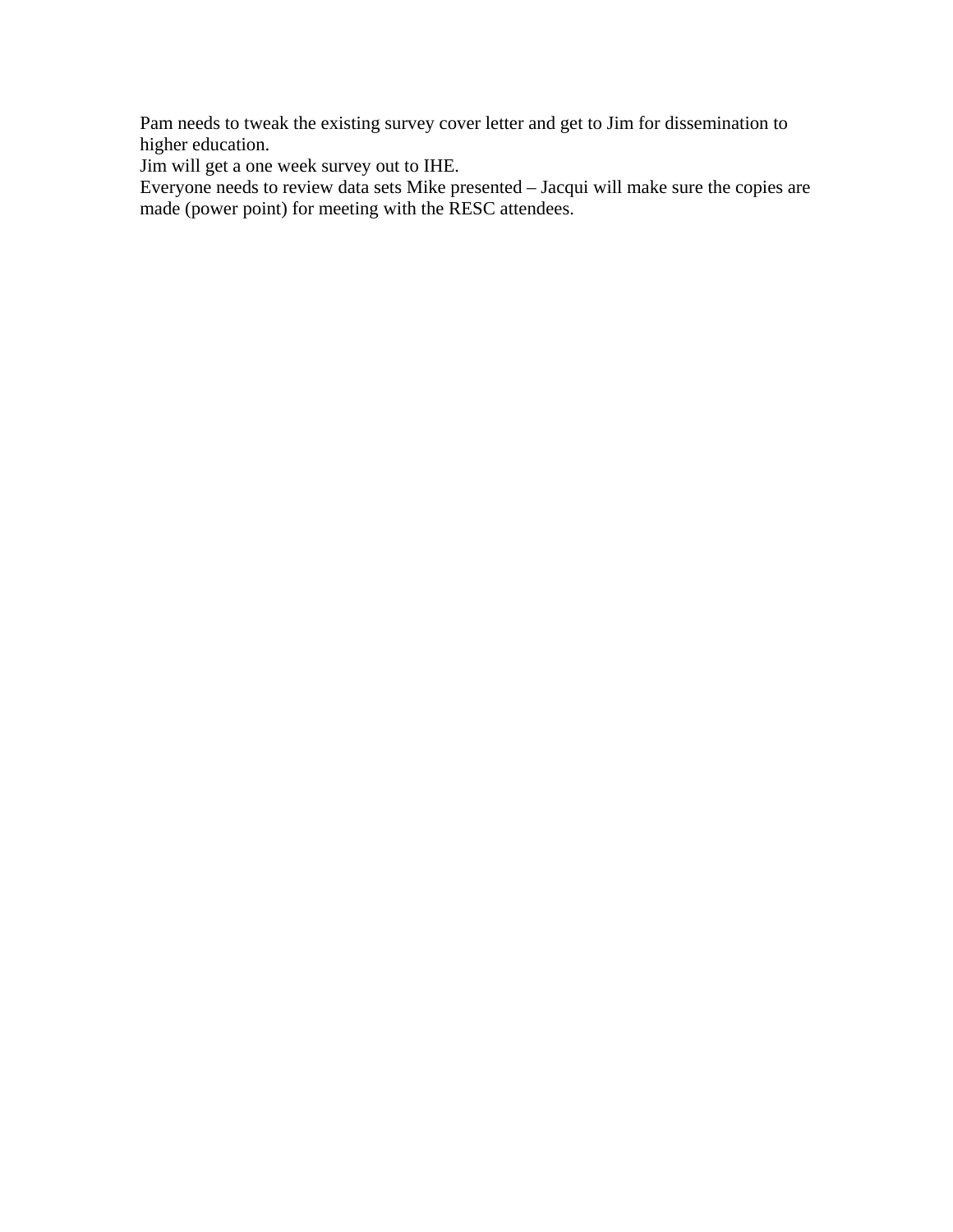Pam needs to tweak the existing survey cover letter and get to Jim for dissemination to higher education.
Jim will get a one week survey out to IHE.
Everyone needs to review data sets Mike presented – Jacqui will make sure the copies are made (power point) for meeting with the RESC attendees.